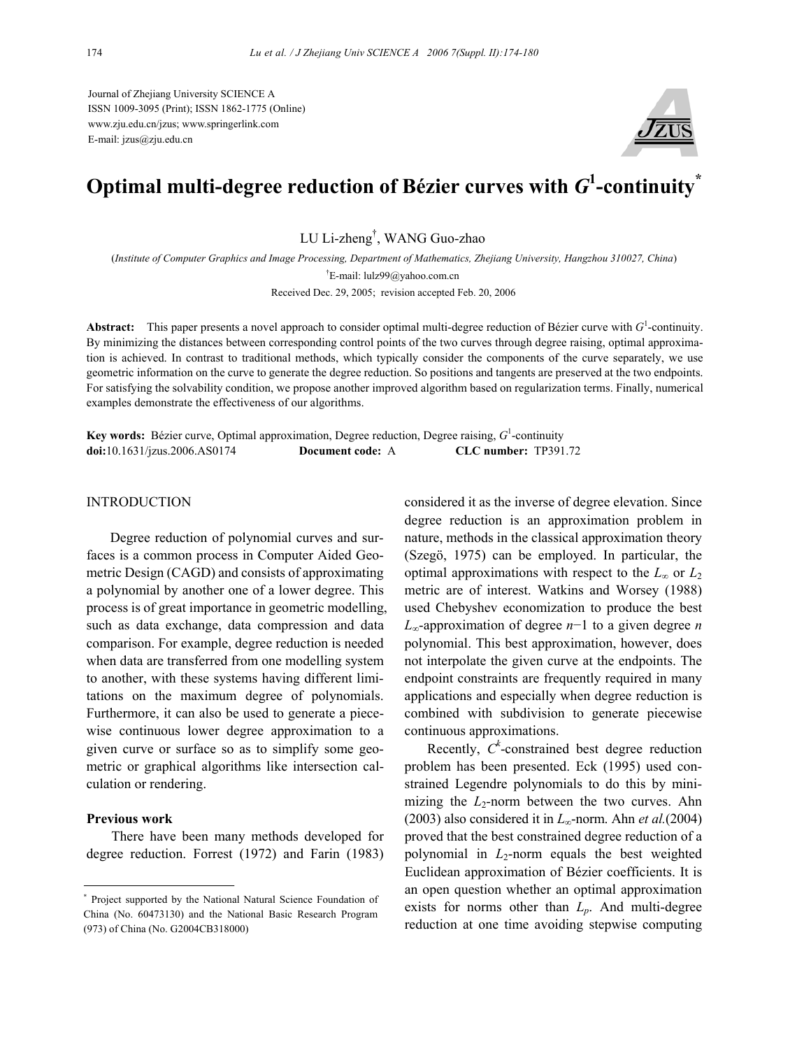Journal of Zhejiang University SCIENCE A
ISSN 1009-3095 (Print); ISSN 1862-1775 (Online)
www.zju.edu.cn/jzus; www.springerlink.com
E-mail: jzus@zju.edu.cn

# Optimal multi-degree reduction of Bézier curves with $G^1$-continuity*

LU Li-zheng[†], WANG Guo-zhao

(*Institute of Computer Graphics and Image Processing, Department of Mathematics, Zhejiang University, Hangzhou 310027, China*)

[†]E-mail: lulz99@yahoo.com.cn

Received Dec. 29, 2005; revision accepted Feb. 20, 2006

**Abstract:** This paper presents a novel approach to consider optimal multi-degree reduction of Bézier curve with $G^1$-continuity. By minimizing the distances between corresponding control points of the two curves through degree raising, optimal approximation is achieved. In contrast to traditional methods, which typically consider the components of the curve separately, we use geometric information on the curve to generate the degree reduction. So positions and tangents are preserved at the two endpoints. For satisfying the solvability condition, we propose another improved algorithm based on regularization terms. Finally, numerical examples demonstrate the effectiveness of our algorithms.

**Key words:** Bézier curve, Optimal approximation, Degree reduction, Degree raising, $G^1$-continuity
**doi:**10.1631/jzus.2006.AS0174 **Document code:** A **CLC number:** TP391.72

## INTRODUCTION

Degree reduction of polynomial curves and surfaces is a common process in Computer Aided Geometric Design (CAGD) and consists of approximating a polynomial by another one of a lower degree. This process is of great importance in geometric modelling, such as data exchange, data compression and data comparison. For example, degree reduction is needed when data are transferred from one modelling system to another, with these systems having different limitations on the maximum degree of polynomials. Furthermore, it can also be used to generate a piecewise continuous lower degree approximation to a given curve or surface so as to simplify some geometric or graphical algorithms like intersection calculation or rendering.

### Previous work

There have been many methods developed for degree reduction. Forrest (1972) and Farin (1983) considered it as the inverse of degree elevation. Since degree reduction is an approximation problem in nature, methods in the classical approximation theory (Szegö, 1975) can be employed. In particular, the optimal approximations with respect to the $L_\infty$ or $L_2$ metric are of interest. Watkins and Worsey (1988) used Chebyshev economization to produce the best $L_\infty$-approximation of degree $n-1$ to a given degree $n$ polynomial. This best approximation, however, does not interpolate the given curve at the endpoints. The endpoint constraints are frequently required in many applications and especially when degree reduction is combined with subdivision to generate piecewise continuous approximations.

Recently, $C^k$-constrained best degree reduction problem has been presented. Eck (1995) used constrained Legendre polynomials to do this by minimizing the $L_2$-norm between the two curves. Ahn (2003) also considered it in $L_\infty$-norm. Ahn *et al.*(2004) proved that the best constrained degree reduction of a polynomial in $L_2$-norm equals the best weighted Euclidean approximation of Bézier coefficients. It is an open question whether an optimal approximation exists for norms other than $L_p$. And multi-degree reduction at one time avoiding stepwise computing

---

* Project supported by the National Natural Science Foundation of China (No. 60473130) and the National Basic Research Program (973) of China (No. G2004CB318000)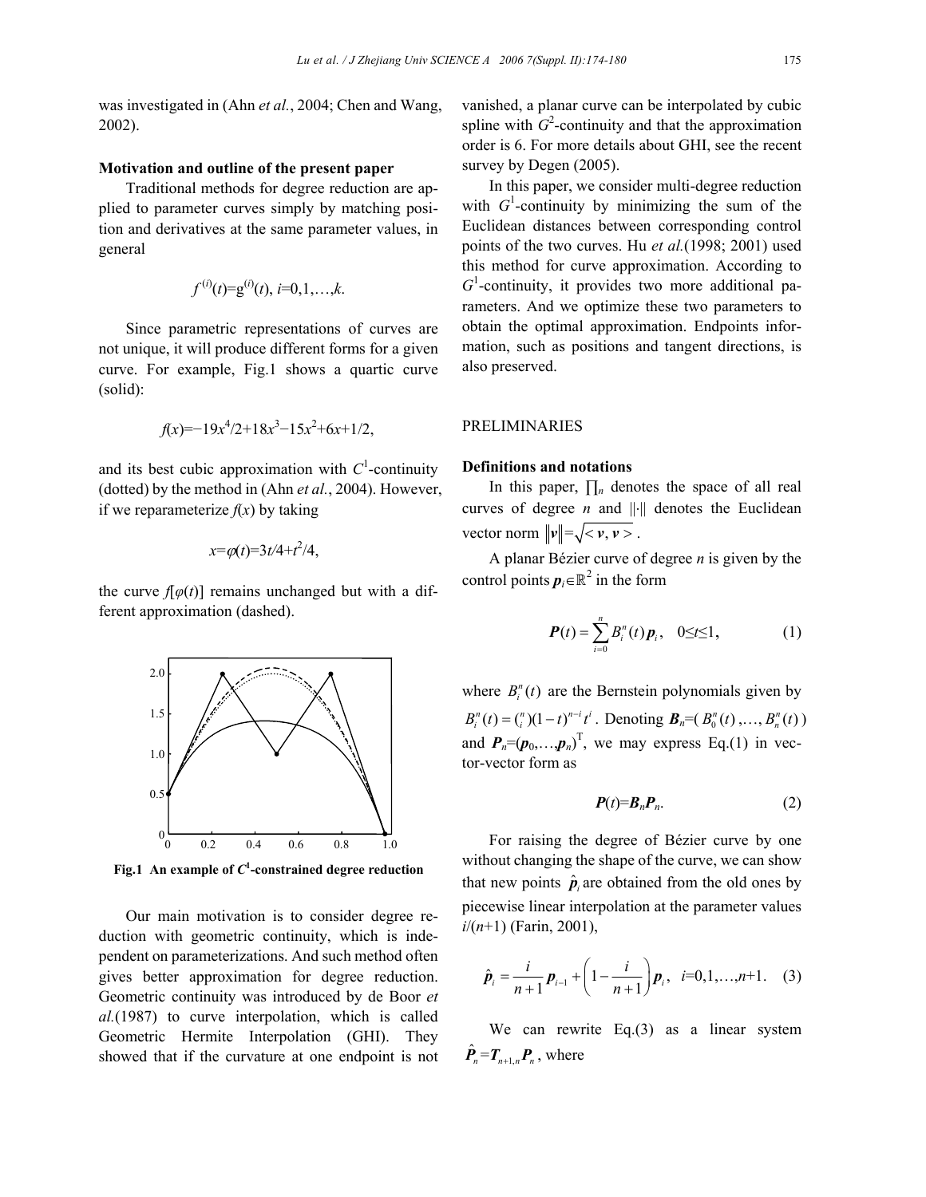was investigated in (Ahn *et al.*, 2004; Chen and Wang, 2002).

**Motivation and outline of the present paper**

Traditional methods for degree reduction are applied to parameter curves simply by matching position and derivatives at the same parameter values, in general

$$f^{(i)}(t)=g^{(i)}(t),\ i=0,1,\ldots,k.$$

Since parametric representations of curves are not unique, it will produce different forms for a given curve. For example, Fig.1 shows a quartic curve (solid):

$$f(x)=-19x^4/2+18x^3-15x^2+6x+1/2,$$

and its best cubic approximation with $C^1$-continuity (dotted) by the method in (Ahn *et al.*, 2004). However, if we reparameterize $f(x)$ by taking

$$x=\varphi(t)=3t/4+t^2/4,$$

the curve $f[\varphi(t)]$ remains unchanged but with a different approximation (dashed).

**Fig.1 An example of $C^1$-constrained degree reduction**

Our main motivation is to consider degree reduction with geometric continuity, which is independent on parameterizations. And such method often gives better approximation for degree reduction. Geometric continuity was introduced by de Boor *et al.*(1987) to curve interpolation, which is called Geometric Hermite Interpolation (GHI). They showed that if the curvature at one endpoint is not vanished, a planar curve can be interpolated by cubic spline with $G^2$-continuity and that the approximation order is 6. For more details about GHI, see the recent survey by Degen (2005).

In this paper, we consider multi-degree reduction with $G^1$-continuity by minimizing the sum of the Euclidean distances between corresponding control points of the two curves. Hu *et al.*(1998; 2001) used this method for curve approximation. According to $G^1$-continuity, it provides two more additional parameters. And we optimize these two parameters to obtain the optimal approximation. Endpoints information, such as positions and tangent directions, is also preserved.

## PRELIMINARIES

**Definitions and notations**

In this paper, $\prod_n$ denotes the space of all real curves of degree $n$ and $\|\cdot\|$ denotes the Euclidean vector norm $\|\boldsymbol{v}\|=\sqrt{<\boldsymbol{v},\boldsymbol{v}>}$.

A planar Bézier curve of degree $n$ is given by the control points $\boldsymbol{p}_i\in\mathbb{R}^2$ in the form

$$\boldsymbol{P}(t)=\sum_{i=0}^{n}B_i^n(t)\,\boldsymbol{p}_i,\quad 0\le t\le 1, \tag{1}$$

where $B_i^n(t)$ are the Bernstein polynomials given by $B_i^n(t)=\binom{n}{i}(1-t)^{n-i}t^i$. Denoting $\boldsymbol{B}_n=(B_0^n(t),\ldots,B_n^n(t))$ and $\boldsymbol{P}_n=(\boldsymbol{p}_0,\ldots,\boldsymbol{p}_n)^{\mathrm{T}}$, we may express Eq.(1) in vector-vector form as

$$\boldsymbol{P}(t)=\boldsymbol{B}_n\boldsymbol{P}_n. \tag{2}$$

For raising the degree of Bézier curve by one without changing the shape of the curve, we can show that new points $\hat{\boldsymbol{p}}_i$ are obtained from the old ones by piecewise linear interpolation at the parameter values $i/(n+1)$ (Farin, 2001),

$$\hat{\boldsymbol{p}}_i=\frac{i}{n+1}\boldsymbol{p}_{i-1}+\left(1-\frac{i}{n+1}\right)\boldsymbol{p}_i,\quad i=0,1,\ldots,n+1. \tag{3}$$

We can rewrite Eq.(3) as a linear system $\hat{\boldsymbol{P}}_n=\boldsymbol{T}_{n+1,n}\boldsymbol{P}_n$, where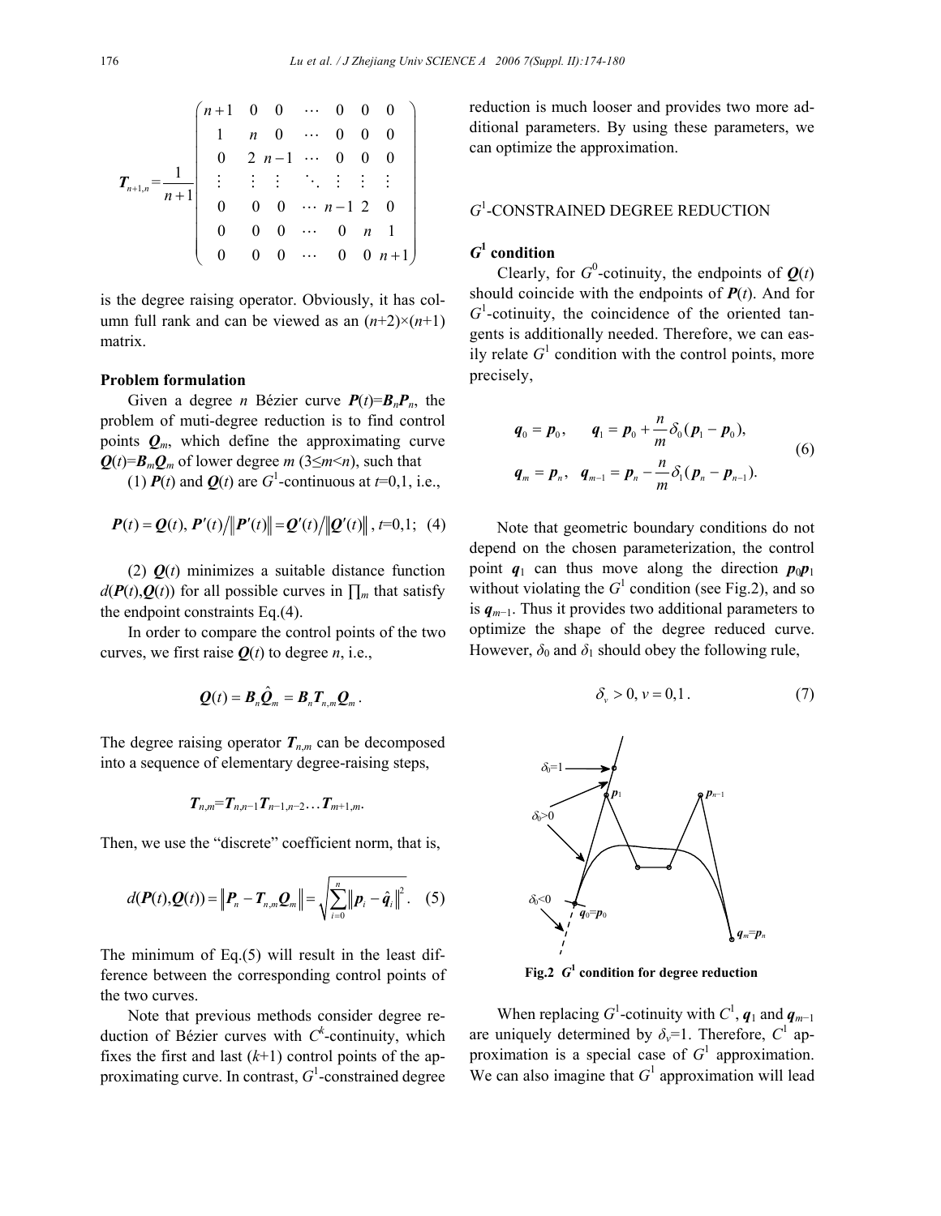$$
\boldsymbol{T}_{n+1,n}=\frac{1}{n+1}\begin{pmatrix} n+1 & 0 & 0 & \cdots & 0 & 0 & 0 \\ 1 & n & 0 & \cdots & 0 & 0 & 0 \\ 0 & 2 & n-1 & \cdots & 0 & 0 & 0 \\ \vdots & \vdots & \vdots & \ddots & \vdots & \vdots & \vdots \\ 0 & 0 & 0 & \cdots & n-1 & 2 & 0 \\ 0 & 0 & 0 & \cdots & 0 & n & 1 \\ 0 & 0 & 0 & \cdots & 0 & 0 & n+1 \end{pmatrix}
$$

is the degree raising operator. Obviously, it has column full rank and can be viewed as an $(n+2)\times(n+1)$ matrix.

**Problem formulation**

Given a degree $n$ Bézier curve $\boldsymbol{P}(t)=\boldsymbol{B}_n\boldsymbol{P}_n$, the problem of muti-degree reduction is to find control points $\boldsymbol{Q}_m$, which define the approximating curve $\boldsymbol{Q}(t)=\boldsymbol{B}_m\boldsymbol{Q}_m$ of lower degree $m$ ($3\leq m<n$), such that

(1) $\boldsymbol{P}(t)$ and $\boldsymbol{Q}(t)$ are $G^1$-continuous at $t$=0,1, i.e.,

$$
\boldsymbol{P}(t)=\boldsymbol{Q}(t),\ \boldsymbol{P}'(t)\big/\left\|\boldsymbol{P}'(t)\right\|=\boldsymbol{Q}'(t)\big/\left\|\boldsymbol{Q}'(t)\right\|,\ t=0,1; \quad (4)
$$

(2) $\boldsymbol{Q}(t)$ minimizes a suitable distance function $d(\boldsymbol{P}(t),\boldsymbol{Q}(t))$ for all possible curves in $\prod_m$ that satisfy the endpoint constraints Eq.(4).

In order to compare the control points of the two curves, we first raise $\boldsymbol{Q}(t)$ to degree $n$, i.e.,

$$
\boldsymbol{Q}(t)=\boldsymbol{B}_n\hat{\boldsymbol{Q}}_m=\boldsymbol{B}_n\boldsymbol{T}_{n,m}\boldsymbol{Q}_m.
$$

The degree raising operator $\boldsymbol{T}_{n,m}$ can be decomposed into a sequence of elementary degree-raising steps,

$$
\boldsymbol{T}_{n,m}=\boldsymbol{T}_{n,n-1}\boldsymbol{T}_{n-1,n-2}\ldots\boldsymbol{T}_{m+1,m}.
$$

Then, we use the "discrete" coefficient norm, that is,

$$
d(\boldsymbol{P}(t),\boldsymbol{Q}(t))=\left\|\boldsymbol{P}_n-\boldsymbol{T}_{n,m}\boldsymbol{Q}_m\right\|=\sqrt{\sum_{i=0}^{n}\left\|\boldsymbol{p}_i-\hat{\boldsymbol{q}}_i\right\|^2}. \quad (5)
$$

The minimum of Eq.(5) will result in the least difference between the corresponding control points of the two curves.

Note that previous methods consider degree reduction of Bézier curves with $C^k$-continuity, which fixes the first and last $(k+1)$ control points of the approximating curve. In contrast, $G^1$-constrained degree reduction is much looser and provides two more additional parameters. By using these parameters, we can optimize the approximation.

## $G^1$-CONSTRAINED DEGREE REDUCTION

### $G^1$ condition

Clearly, for $G^0$-cotinuity, the endpoints of $\boldsymbol{Q}(t)$ should coincide with the endpoints of $\boldsymbol{P}(t)$. And for $G^1$-cotinuity, the coincidence of the oriented tangents is additionally needed. Therefore, we can easily relate $G^1$ condition with the control points, more precisely,

$$
\begin{aligned}
&\boldsymbol{q}_0=\boldsymbol{p}_0, \quad \boldsymbol{q}_1=\boldsymbol{p}_0+\frac{n}{m}\delta_0(\boldsymbol{p}_1-\boldsymbol{p}_0), \\
&\boldsymbol{q}_m=\boldsymbol{p}_n, \quad \boldsymbol{q}_{m-1}=\boldsymbol{p}_n-\frac{n}{m}\delta_1(\boldsymbol{p}_n-\boldsymbol{p}_{n-1}).
\end{aligned} \quad (6)
$$

Note that geometric boundary conditions do not depend on the chosen parameterization, the control point $\boldsymbol{q}_1$ can thus move along the direction $\boldsymbol{p}_0\boldsymbol{p}_1$ without violating the $G^1$ condition (see Fig.2), and so is $\boldsymbol{q}_{m-1}$. Thus it provides two additional parameters to optimize the shape of the degree reduced curve. However, $\delta_0$ and $\delta_1$ should obey the following rule,

$$
\delta_v>0,\ v=0,1. \quad (7)
$$

**Fig.2 $G^1$ condition for degree reduction**

When replacing $G^1$-cotinuity with $C^1$, $\boldsymbol{q}_1$ and $\boldsymbol{q}_{m-1}$ are uniquely determined by $\delta_v$=1. Therefore, $C^1$ approximation is a special case of $G^1$ approximation. We can also imagine that $G^1$ approximation will lead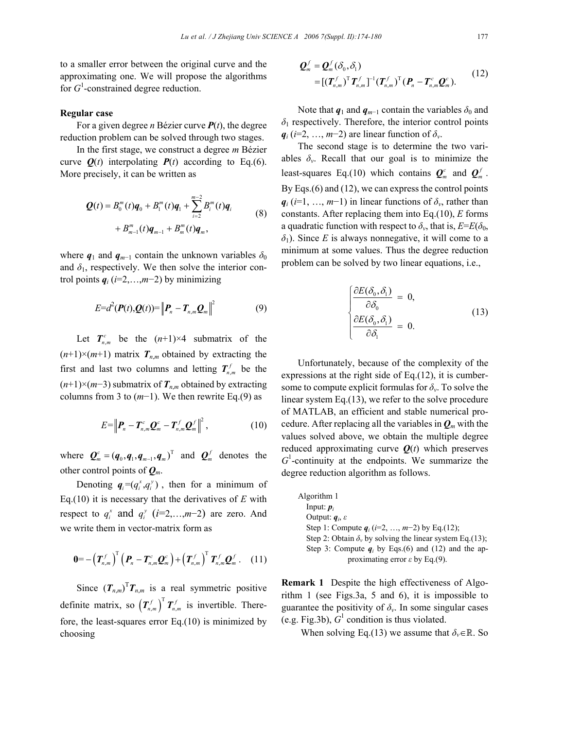to a smaller error between the original curve and the approximating one. We will propose the algorithms for $G^1$-constrained degree reduction.

**Regular case**

For a given degree $n$ Bézier curve $\boldsymbol{P}(t)$, the degree reduction problem can be solved through two stages.

In the first stage, we construct a degree $m$ Bézier curve $\boldsymbol{Q}(t)$ interpolating $\boldsymbol{P}(t)$ according to Eq.(6). More precisely, it can be written as

$$\boldsymbol{Q}(t) = B_0^m(t)\boldsymbol{q}_0 + B_1^m(t)\boldsymbol{q}_1 + \sum_{i=2}^{m-2} B_i^m(t)\boldsymbol{q}_i + B_{m-1}^m(t)\boldsymbol{q}_{m-1} + B_m^m(t)\boldsymbol{q}_m, \tag{8}$$

where $\boldsymbol{q}_1$ and $\boldsymbol{q}_{m-1}$ contain the unknown variables $\delta_0$ and $\delta_1$, respectively. We then solve the interior control points $\boldsymbol{q}_i$ ($i$=2,…,$m$−2) by minimizing

$$E=d^2(\boldsymbol{P}(t),\boldsymbol{Q}(t))=\left\|\boldsymbol{P}_n - \boldsymbol{T}_{n,m}\boldsymbol{Q}_m\right\|^2 \tag{9}$$

Let $\boldsymbol{T}_{n,m}^c$ be the $(n+1)\times 4$ submatrix of the $(n+1)\times(m+1)$ matrix $\boldsymbol{T}_{n,m}$ obtained by extracting the first and last two columns and letting $\boldsymbol{T}_{n,m}^f$ be the $(n+1)\times(m-3)$ submatrix of $\boldsymbol{T}_{n,m}$ obtained by extracting columns from 3 to $(m-1)$. We then rewrite Eq.(9) as

$$E=\left\|\boldsymbol{P}_n - \boldsymbol{T}_{n,m}^c\boldsymbol{Q}_m^c - \boldsymbol{T}_{n,m}^f\boldsymbol{Q}_m^f\right\|^2, \tag{10}$$

where $\boldsymbol{Q}_m^c=(\boldsymbol{q}_0,\boldsymbol{q}_1,\boldsymbol{q}_{m-1},\boldsymbol{q}_m)^{\mathrm{T}}$ and $\boldsymbol{Q}_m^f$ denotes the other control points of $\boldsymbol{Q}_m$.

Denoting $\boldsymbol{q}_i=(q_i^x,q_i^y)$, then for a minimum of Eq.(10) it is necessary that the derivatives of $E$ with respect to $q_i^x$ and $q_i^y$ ($i$=2,…,$m$−2) are zero. And we write them in vector-matrix form as

$$\boldsymbol{0}= -\left(\boldsymbol{T}_{n,m}^f\right)^{\mathrm{T}}\left(\boldsymbol{P}_n - \boldsymbol{T}_{n,m}^c\boldsymbol{Q}_m^c\right) + \left(\boldsymbol{T}_{n,m}^f\right)^{\mathrm{T}}\boldsymbol{T}_{n,m}^f\boldsymbol{Q}_m^f. \tag{11}$$

Since $(\boldsymbol{T}_{n,m})^{\mathrm{T}}\boldsymbol{T}_{n,m}$ is a real symmetric positive definite matrix, so $\left(\boldsymbol{T}_{n,m}^f\right)^{\mathrm{T}}\boldsymbol{T}_{n,m}^f$ is invertible. Therefore, the least-squares error Eq.(10) is minimized by choosing

$$\boldsymbol{Q}_m^f = \boldsymbol{Q}_m^f(\delta_0,\delta_1) = [(\boldsymbol{T}_{n,m}^f)^{\mathrm{T}}\boldsymbol{T}_{n,m}^f]^{-1}(\boldsymbol{T}_{n,m}^f)^{\mathrm{T}}(\boldsymbol{P}_n - \boldsymbol{T}_{n,m}^c\boldsymbol{Q}_m^c). \tag{12}$$

Note that $\boldsymbol{q}_1$ and $\boldsymbol{q}_{m-1}$ contain the variables $\delta_0$ and $\delta_1$ respectively. Therefore, the interior control points $\boldsymbol{q}_i$ ($i$=2, …, $m$−2) are linear function of $\delta_v$.

The second stage is to determine the two variables $\delta_v$. Recall that our goal is to minimize the least-squares Eq.(10) which contains $\boldsymbol{Q}_m^c$ and $\boldsymbol{Q}_m^f$. By Eqs.(6) and (12), we can express the control points $\boldsymbol{q}_i$ ($i$=1, …, $m$−1) in linear functions of $\delta_v$, rather than constants. After replacing them into Eq.(10), $E$ forms a quadratic function with respect to $\delta_v$, that is, $E=E(\delta_0, \delta_1)$. Since $E$ is always nonnegative, it will come to a minimum at some values. Thus the degree reduction problem can be solved by two linear equations, i.e.,

$$\begin{cases} \dfrac{\partial E(\delta_0,\delta_1)}{\partial \delta_0} = 0, \\ \dfrac{\partial E(\delta_0,\delta_1)}{\partial \delta_1} = 0. \end{cases} \tag{13}$$

Unfortunately, because of the complexity of the expressions at the right side of Eq.(12), it is cumbersome to compute explicit formulas for $\delta_v$. To solve the linear system Eq.(13), we refer to the solve procedure of MATLAB, an efficient and stable numerical procedure. After replacing all the variables in $\boldsymbol{Q}_m$ with the values solved above, we obtain the multiple degree reduced approximating curve $\boldsymbol{Q}(t)$ which preserves $G^1$-continuity at the endpoints. We summarize the degree reduction algorithm as follows.

Algorithm 1
Input: $\boldsymbol{p}_i$
Output: $\boldsymbol{q}_i$, $\varepsilon$
Step 1: Compute $\boldsymbol{q}_i$ ($i$=2, …, $m$−2) by Eq.(12);
Step 2: Obtain $\delta_v$ by solving the linear system Eq.(13);
Step 3: Compute $\boldsymbol{q}_i$ by Eqs.(6) and (12) and the approximating error $\varepsilon$ by Eq.(9).

**Remark 1** Despite the high effectiveness of Algorithm 1 (see Figs.3a, 5 and 6), it is impossible to guarantee the positivity of $\delta_v$. In some singular cases (e.g. Fig.3b), $G^1$ condition is thus violated.

When solving Eq.(13) we assume that $\delta_v \in \mathbb{R}$. So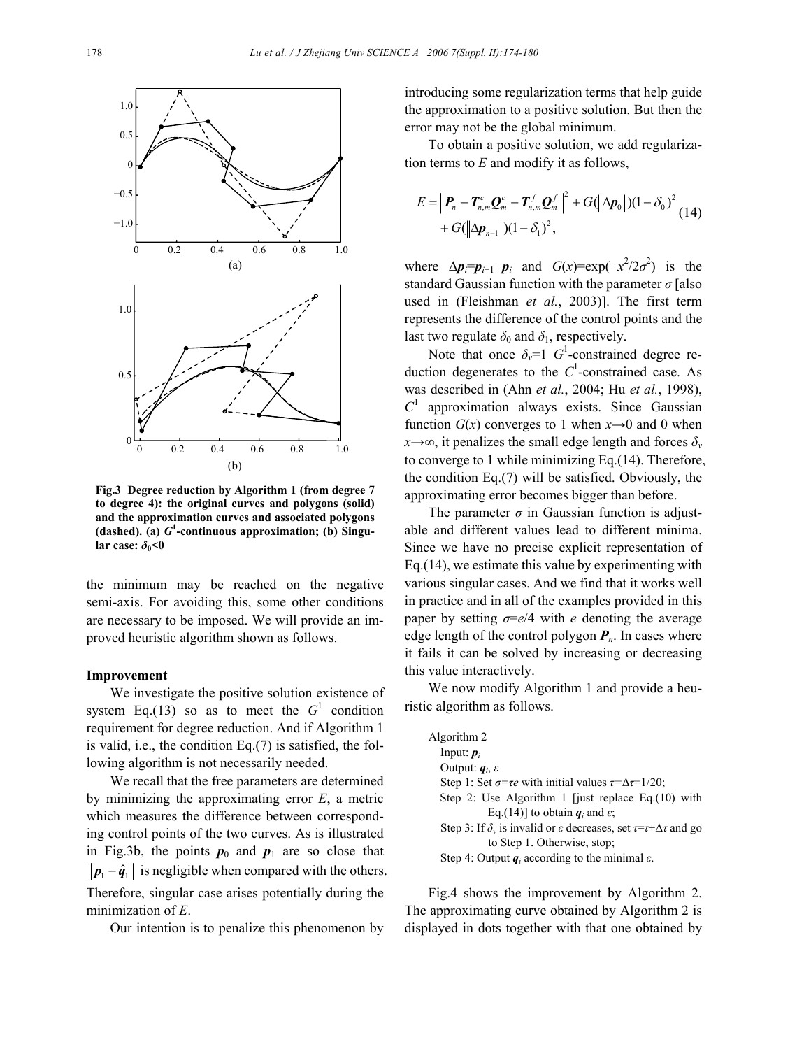Fig.3 Degree reduction by Algorithm 1 (from degree 7 to degree 4): the original curves and polygons (solid) and the approximation curves and associated polygons (dashed). (a) $G^1$-continuous approximation; (b) Singular case: $\delta_0<0$

the minimum may be reached on the negative semi-axis. For avoiding this, some other conditions are necessary to be imposed. We will provide an improved heuristic algorithm shown as follows.

### Improvement

We investigate the positive solution existence of system Eq.(13) so as to meet the $G^1$ condition requirement for degree reduction. And if Algorithm 1 is valid, i.e., the condition Eq.(7) is satisfied, the following algorithm is not necessarily needed.

We recall that the free parameters are determined by minimizing the approximating error $E$, a metric which measures the difference between corresponding control points of the two curves. As is illustrated in Fig.3b, the points $\boldsymbol{p}_0$ and $\boldsymbol{p}_1$ are so close that $\|\boldsymbol{p}_1-\hat{\boldsymbol{q}}_1\|$ is negligible when compared with the others. Therefore, singular case arises potentially during the minimization of $E$.

Our intention is to penalize this phenomenon by introducing some regularization terms that help guide the approximation to a positive solution. But then the error may not be the global minimum.

To obtain a positive solution, we add regularization terms to $E$ and modify it as follows,

$$E=\left\|\boldsymbol{P}_n-\boldsymbol{T}^c_{n,m}\boldsymbol{Q}^c_m-\boldsymbol{T}^f_{n,m}\boldsymbol{Q}^f_m\right\|^2+G(\|\Delta\boldsymbol{p}_0\|)(1-\delta_0)^2 + G(\|\Delta\boldsymbol{p}_{n-1}\|)(1-\delta_1)^2, \tag{14}$$

where $\Delta\boldsymbol{p}_i=\boldsymbol{p}_{i+1}-\boldsymbol{p}_i$ and $G(x)=\exp(-x^2/2\sigma^2)$ is the standard Gaussian function with the parameter $\sigma$ [also used in (Fleishman *et al.*, 2003)]. The first term represents the difference of the control points and the last two regulate $\delta_0$ and $\delta_1$, respectively.

Note that once $\delta_v=1$ $G^1$-constrained degree reduction degenerates to the $C^1$-constrained case. As was described in (Ahn *et al.*, 2004; Hu *et al.*, 1998), $C^1$ approximation always exists. Since Gaussian function $G(x)$ converges to 1 when $x\rightarrow 0$ and 0 when $x\rightarrow\infty$, it penalizes the small edge length and forces $\delta_v$ to converge to 1 while minimizing Eq.(14). Therefore, the condition Eq.(7) will be satisfied. Obviously, the approximating error becomes bigger than before.

The parameter $\sigma$ in Gaussian function is adjustable and different values lead to different minima. Since we have no precise explicit representation of Eq.(14), we estimate this value by experimenting with various singular cases. And we find that it works well in practice and in all of the examples provided in this paper by setting $\sigma=e/4$ with $e$ denoting the average edge length of the control polygon $\boldsymbol{P}_n$. In cases where it fails it can be solved by increasing or decreasing this value interactively.

We now modify Algorithm 1 and provide a heuristic algorithm as follows.

```
Algorithm 2
  Input: p_i
  Output: q_i, ε
  Step 1: Set σ=τe with initial values τ=Δτ=1/20;
  Step 2: Use Algorithm 1 [just replace Eq.(10) with
          Eq.(14)] to obtain q_i and ε;
  Step 3: If δ_v is invalid or ε decreases, set τ=τ+Δτ and go
          to Step 1. Otherwise, stop;
  Step 4: Output q_i according to the minimal ε.
```

Fig.4 shows the improvement by Algorithm 2. The approximating curve obtained by Algorithm 2 is displayed in dots together with that one obtained by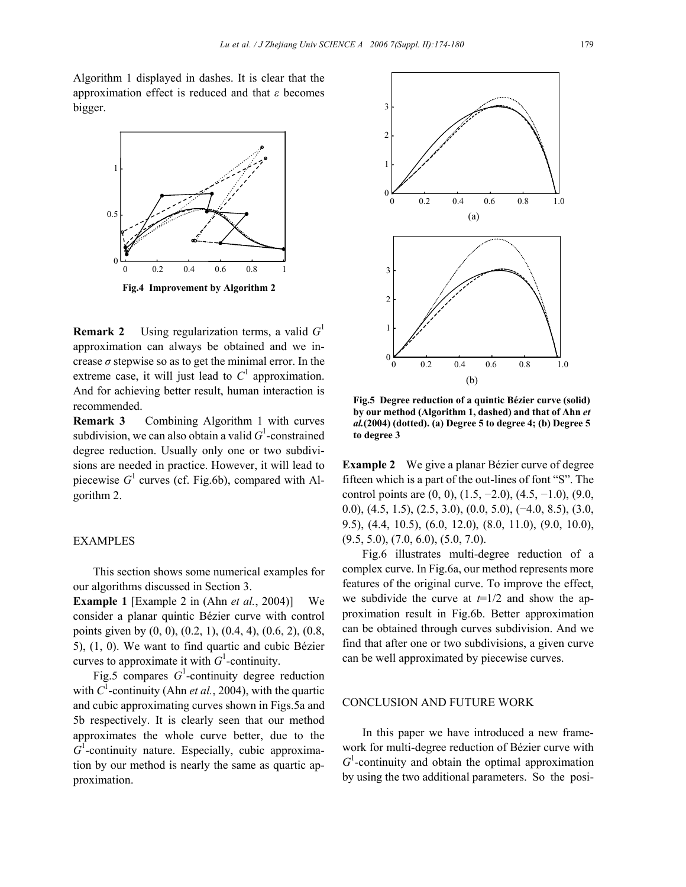Algorithm 1 displayed in dashes. It is clear that the approximation effect is reduced and that $\varepsilon$ becomes bigger.

**Fig.4 Improvement by Algorithm 2**

**Remark 2** Using regularization terms, a valid $G^1$ approximation can always be obtained and we increase $\sigma$ stepwise so as to get the minimal error. In the extreme case, it will just lead to $C^1$ approximation. And for achieving better result, human interaction is recommended.

**Remark 3** Combining Algorithm 1 with curves subdivision, we can also obtain a valid $G^1$-constrained degree reduction. Usually only one or two subdivisions are needed in practice. However, it will lead to piecewise $G^1$ curves (cf. Fig.6b), compared with Algorithm 2.

## EXAMPLES

This section shows some numerical examples for our algorithms discussed in Section 3.

**Example 1** [Example 2 in (Ahn *et al.*, 2004)] We consider a planar quintic Bézier curve with control points given by (0, 0), (0.2, 1), (0.4, 4), (0.6, 2), (0.8, 5), (1, 0). We want to find quartic and cubic Bézier curves to approximate it with $G^1$-continuity.

Fig.5 compares $G^1$-continuity degree reduction with $C^1$-continuity (Ahn *et al.*, 2004), with the quartic and cubic approximating curves shown in Figs.5a and 5b respectively. It is clearly seen that our method approximates the whole curve better, due to the $G^1$-continuity nature. Especially, cubic approximation by our method is nearly the same as quartic approximation.

**Fig.5 Degree reduction of a quintic Bézier curve (solid) by our method (Algorithm 1, dashed) and that of Ahn *et al.*(2004) (dotted). (a) Degree 5 to degree 4; (b) Degree 5 to degree 3**

**Example 2** We give a planar Bézier curve of degree fifteen which is a part of the out-lines of font "S". The control points are (0, 0), (1.5, −2.0), (4.5, −1.0), (9.0, 0.0), (4.5, 1.5), (2.5, 3.0), (0.0, 5.0), (−4.0, 8.5), (3.0, 9.5), (4.4, 10.5), (6.0, 12.0), (8.0, 11.0), (9.0, 10.0), (9.5, 5.0), (7.0, 6.0), (5.0, 7.0).

Fig.6 illustrates multi-degree reduction of a complex curve. In Fig.6a, our method represents more features of the original curve. To improve the effect, we subdivide the curve at $t$=1/2 and show the approximation result in Fig.6b. Better approximation can be obtained through curves subdivision. And we find that after one or two subdivisions, a given curve can be well approximated by piecewise curves.

## CONCLUSION AND FUTURE WORK

In this paper we have introduced a new framework for multi-degree reduction of Bézier curve with $G^1$-continuity and obtain the optimal approximation by using the two additional parameters. So the posi-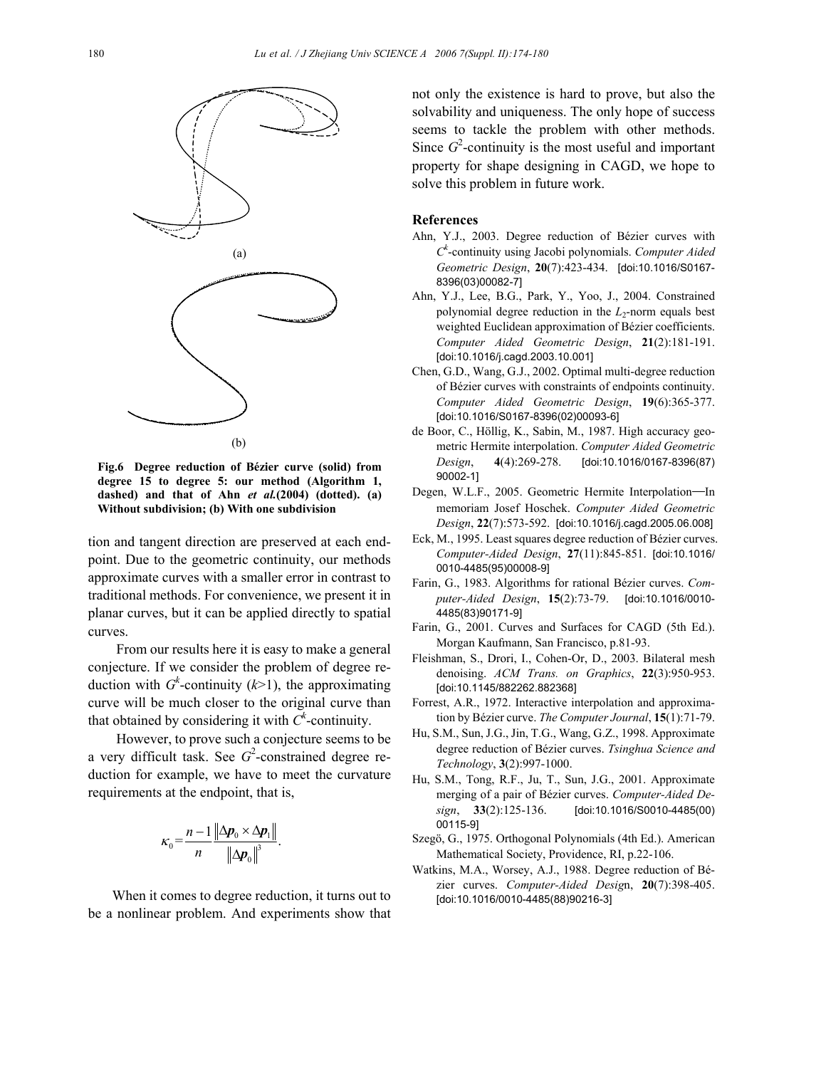(a)

(b)

**Fig.6 Degree reduction of Bézier curve (solid) from degree 15 to degree 5: our method (Algorithm 1, dashed) and that of Ahn *et al.*(2004) (dotted). (a) Without subdivision; (b) With one subdivision**

tion and tangent direction are preserved at each endpoint. Due to the geometric continuity, our methods approximate curves with a smaller error in contrast to traditional methods. For convenience, we present it in planar curves, but it can be applied directly to spatial curves.

From our results here it is easy to make a general conjecture. If we consider the problem of degree reduction with $G^k$-continuity ($k$>1), the approximating curve will be much closer to the original curve than that obtained by considering it with $C^k$-continuity.

However, to prove such a conjecture seems to be a very difficult task. See $G^2$-constrained degree reduction for example, we have to meet the curvature requirements at the endpoint, that is,

$$\kappa_0 = \frac{n-1}{n}\frac{\|\Delta \boldsymbol{p}_0 \times \Delta \boldsymbol{p}_1\|}{\|\Delta \boldsymbol{p}_0\|^3}.$$

When it comes to degree reduction, it turns out to be a nonlinear problem. And experiments show that not only the existence is hard to prove, but also the solvability and uniqueness. The only hope of success seems to tackle the problem with other methods. Since $G^2$-continuity is the most useful and important property for shape designing in CAGD, we hope to solve this problem in future work.

## References

Ahn, Y.J., 2003. Degree reduction of Bézier curves with $C^k$-continuity using Jacobi polynomials. *Computer Aided Geometric Design*, **20**(7):423-434. [doi:10.1016/S0167-8396(03)00082-7]

Ahn, Y.J., Lee, B.G., Park, Y., Yoo, J., 2004. Constrained polynomial degree reduction in the $L_2$-norm equals best weighted Euclidean approximation of Bézier coefficients. *Computer Aided Geometric Design*, **21**(2):181-191. [doi:10.1016/j.cagd.2003.10.001]

Chen, G.D., Wang, G.J., 2002. Optimal multi-degree reduction of Bézier curves with constraints of endpoints continuity. *Computer Aided Geometric Design*, **19**(6):365-377. [doi:10.1016/S0167-8396(02)00093-6]

de Boor, C., Höllig, K., Sabin, M., 1987. High accuracy geometric Hermite interpolation. *Computer Aided Geometric Design*, **4**(4):269-278. [doi:10.1016/0167-8396(87)90002-1]

Degen, W.L.F., 2005. Geometric Hermite Interpolation—In memoriam Josef Hoschek. *Computer Aided Geometric Design*, **22**(7):573-592. [doi:10.1016/j.cagd.2005.06.008]

Eck, M., 1995. Least squares degree reduction of Bézier curves. *Computer-Aided Design*, **27**(11):845-851. [doi:10.1016/0010-4485(95)00008-9]

Farin, G., 1983. Algorithms for rational Bézier curves. *Computer-Aided Design*, **15**(2):73-79. [doi:10.1016/0010-4485(83)90171-9]

Farin, G., 2001. Curves and Surfaces for CAGD (5th Ed.). Morgan Kaufmann, San Francisco, p.81-93.

Fleishman, S., Drori, I., Cohen-Or, D., 2003. Bilateral mesh denoising. *ACM Trans. on Graphics*, **22**(3):950-953. [doi:10.1145/882262.882368]

Forrest, A.R., 1972. Interactive interpolation and approximation by Bézier curve. *The Computer Journal*, **15**(1):71-79.

Hu, S.M., Sun, J.G., Jin, T.G., Wang, G.Z., 1998. Approximate degree reduction of Bézier curves. *Tsinghua Science and Technology*, **3**(2):997-1000.

Hu, S.M., Tong, R.F., Ju, T., Sun, J.G., 2001. Approximate merging of a pair of Bézier curves. *Computer-Aided Design*, **33**(2):125-136. [doi:10.1016/S0010-4485(00)00115-9]

Szegö, G., 1975. Orthogonal Polynomials (4th Ed.). American Mathematical Society, Providence, RI, p.22-106.

Watkins, M.A., Worsey, A.J., 1988. Degree reduction of Bézier curves. *Computer-Aided Design*, **20**(7):398-405. [doi:10.1016/0010-4485(88)90216-3]